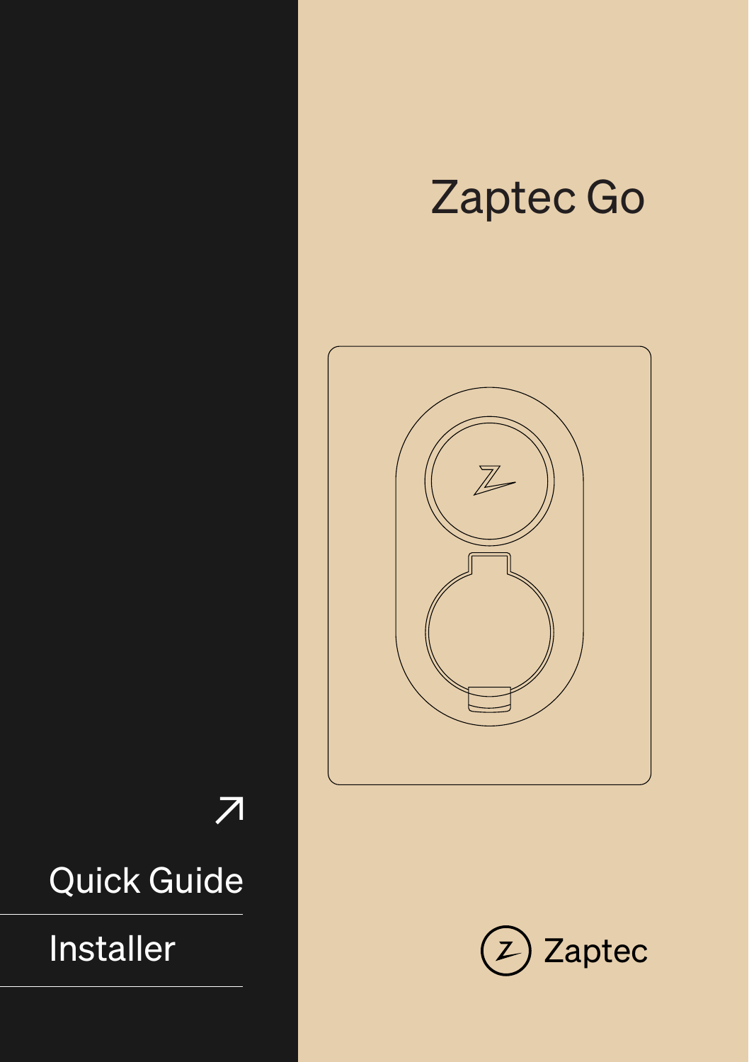# Zaptec Go

Quick Guide

Installer

Zaptec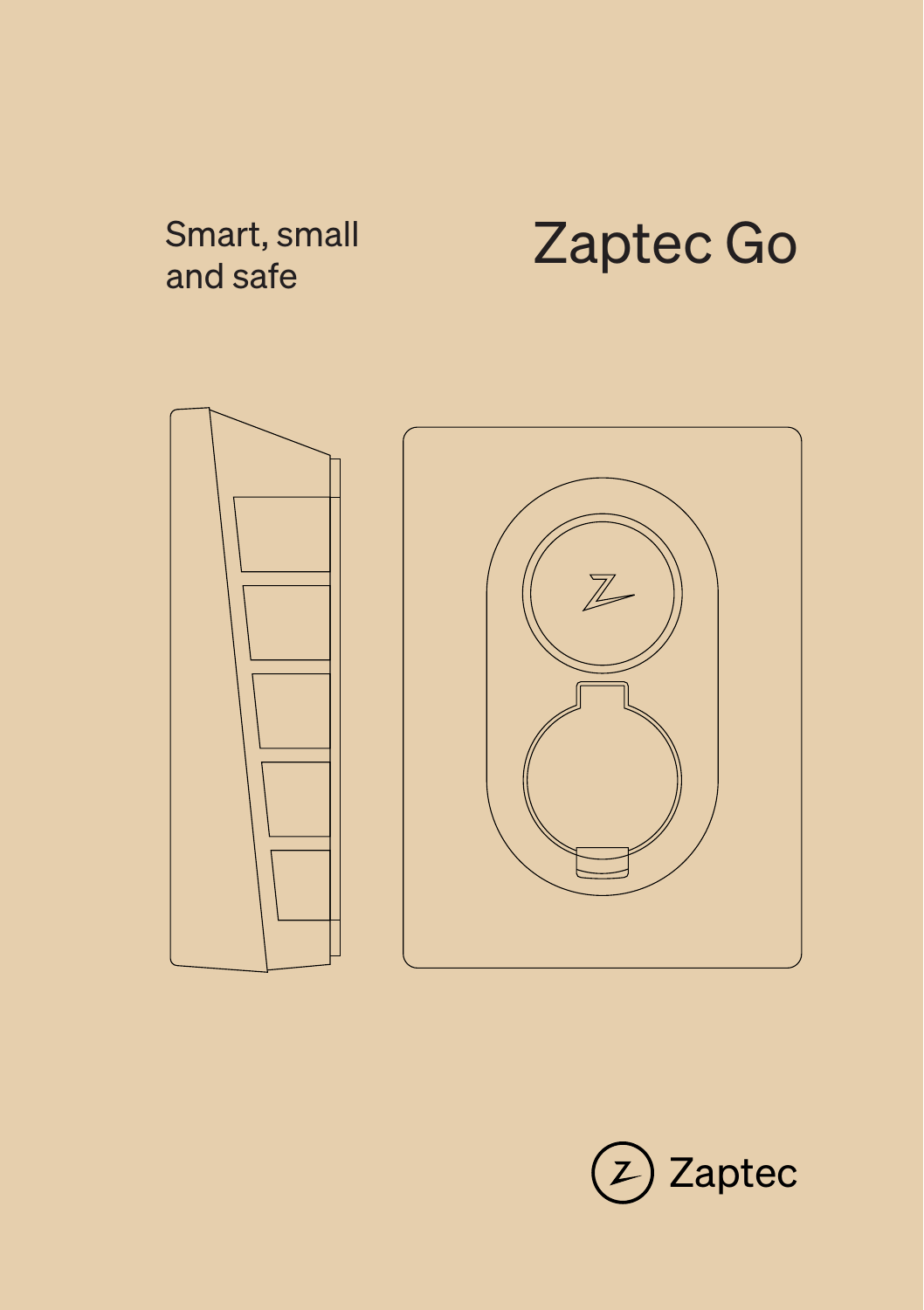Smart, small
and safe

# Zaptec Go

Zaptec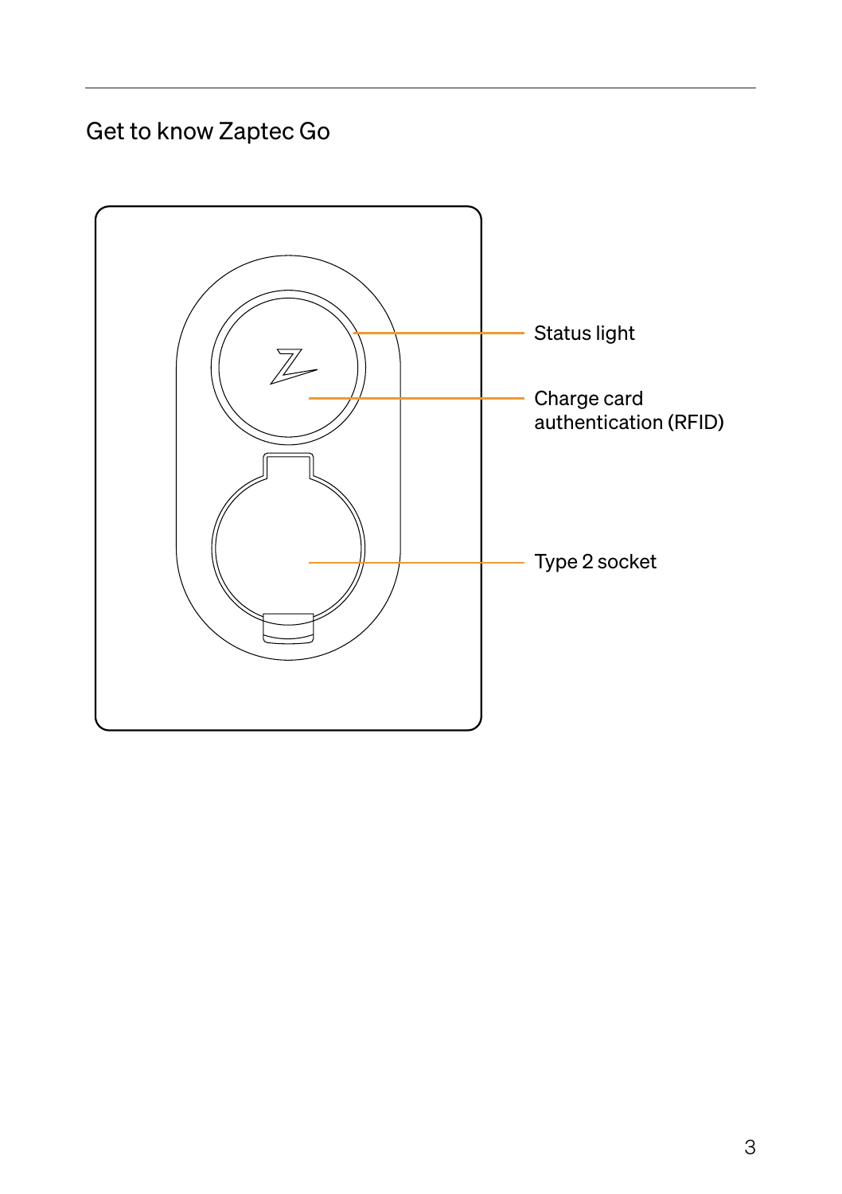## Get to know Zaptec Go

Status light

Charge card authentication (RFID)

Type 2 socket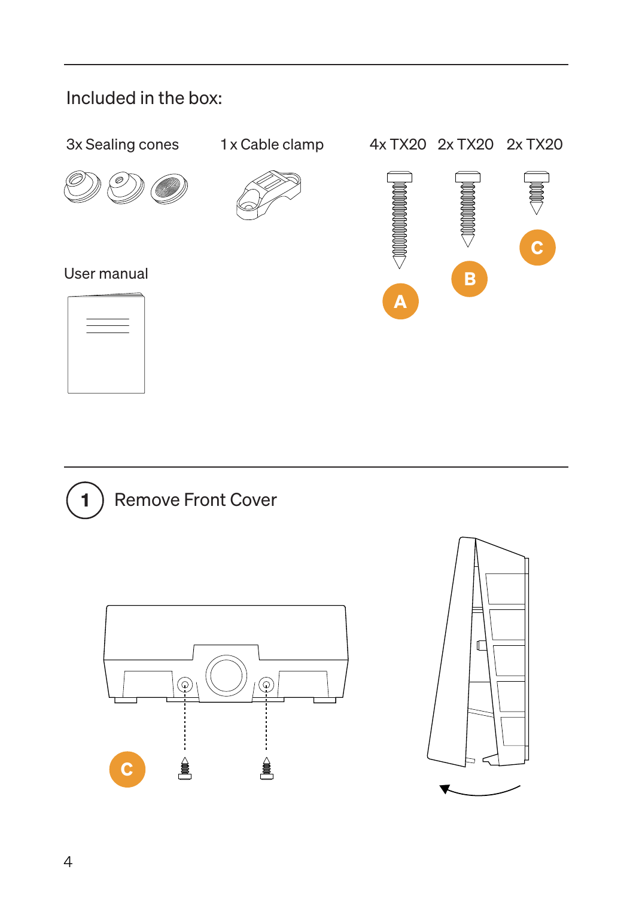## Included in the box:

3x Sealing cones

1 x Cable clamp

4x TX20

2x TX20

2x TX20

A

B

C

User manual

## 1 Remove Front Cover

C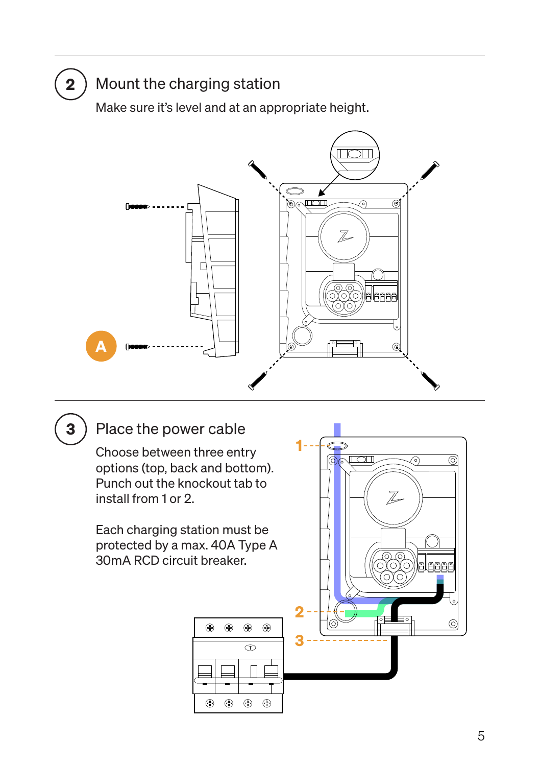## 2 Mount the charging station

Make sure it's level and at an appropriate height.

A

## 3 Place the power cable

Choose between three entry options (top, back and bottom). Punch out the knockout tab to install from 1 or 2.

Each charging station must be protected by a max. 40A Type A 30mA RCD circuit breaker.

1

2

3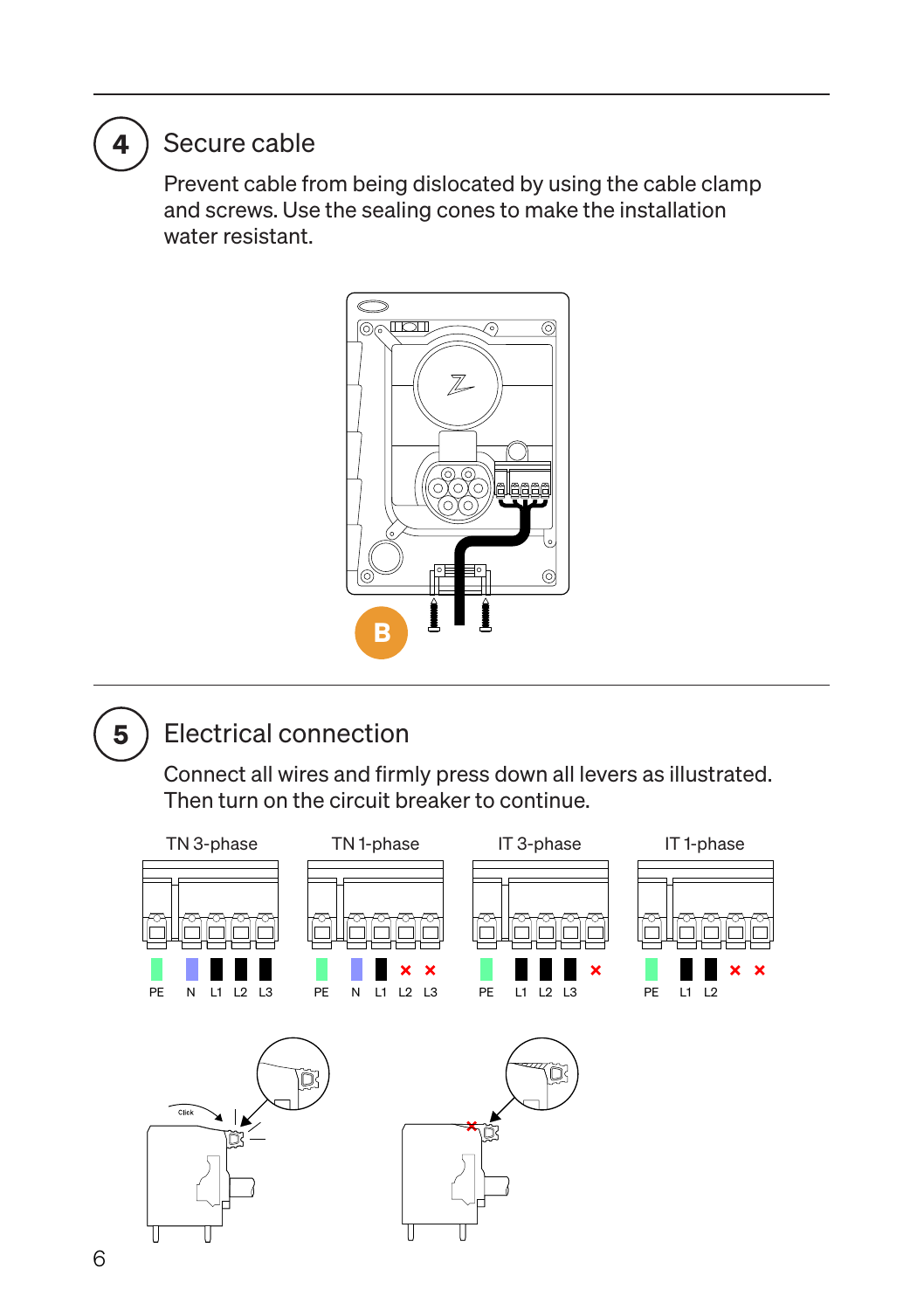## 4 Secure cable

Prevent cable from being dislocated by using the cable clamp and screws. Use the sealing cones to make the installation water resistant.

B

## 5 Electrical connection

Connect all wires and firmly press down all levers as illustrated. Then turn on the circuit breaker to continue.

TN 3-phase

PE N L1 L2 L3

TN 1-phase

PE N L1 L2 L3

IT 3-phase

PE L1 L2 L3

IT 1-phase

PE L1 L2

Click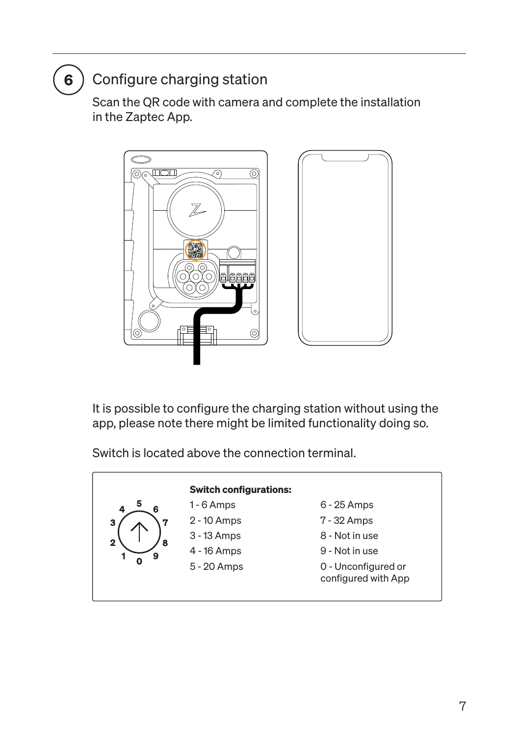## 6 Configure charging station

Scan the QR code with camera and complete the installation in the Zaptec App.

It is possible to configure the charging station without using the app, please note there might be limited functionality doing so.

Switch is located above the connection terminal.

**Switch configurations:**

| | |
|---|---|
| 1 - 6 Amps | 6 - 25 Amps |
| 2 - 10 Amps | 7 - 32 Amps |
| 3 - 13 Amps | 8 - Not in use |
| 4 - 16 Amps | 9 - Not in use |
| 5 - 20 Amps | 0 - Unconfigured or configured with App |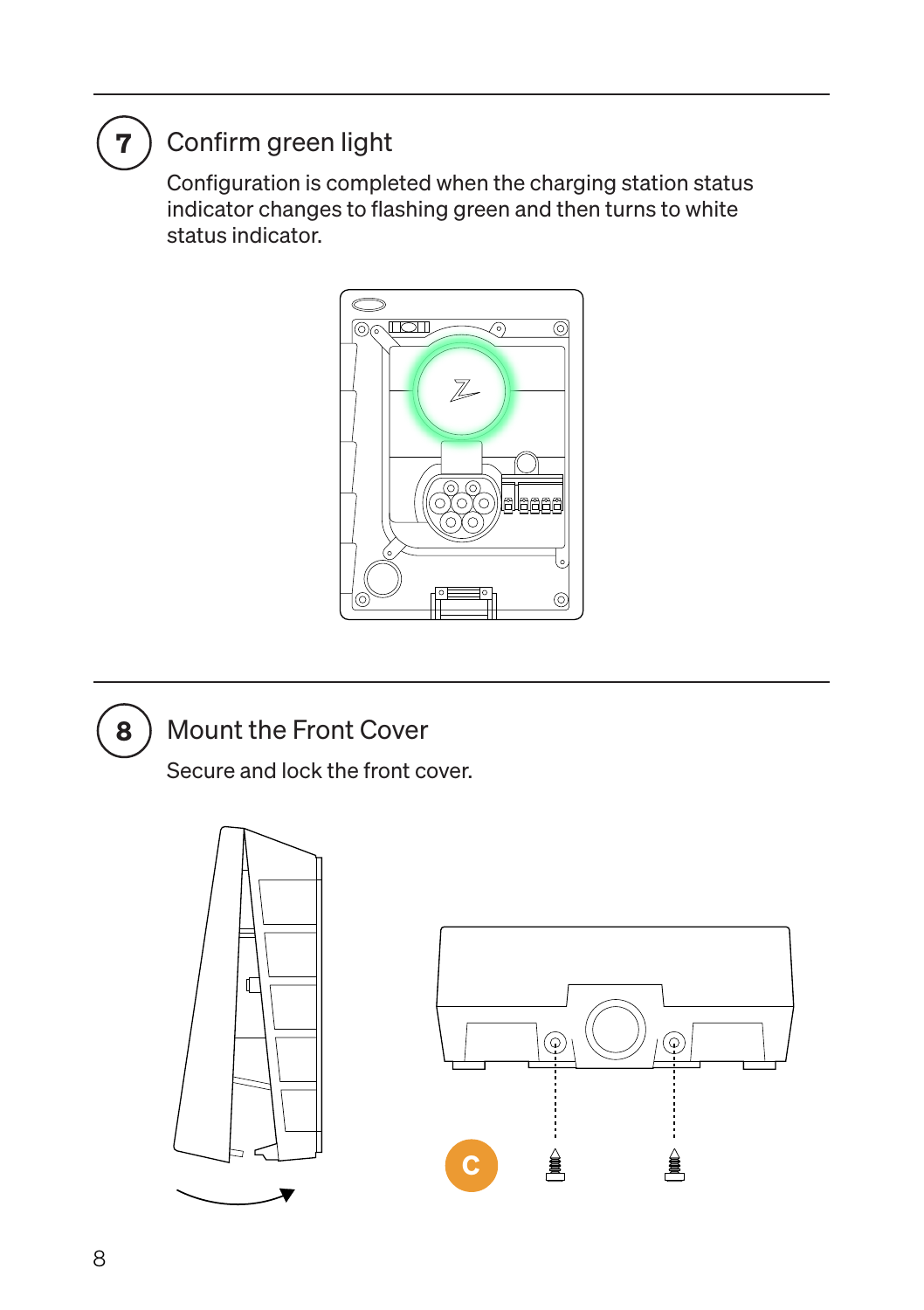## 7 Confirm green light

Configuration is completed when the charging station status indicator changes to flashing green and then turns to white status indicator.

## 8 Mount the Front Cover

Secure and lock the front cover.

C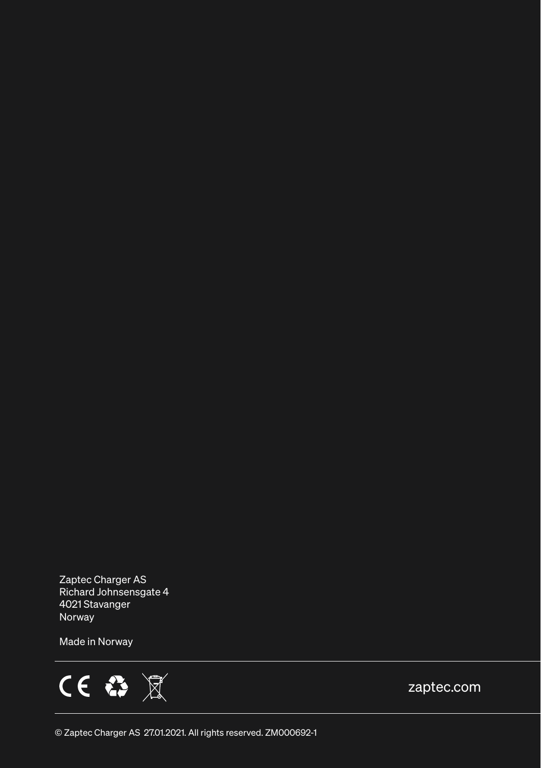Zaptec Charger AS
Richard Johnsensgate 4
4021 Stavanger
Norway

Made in Norway

zaptec.com

© Zaptec Charger AS 27.01.2021. All rights reserved. ZM000692-1